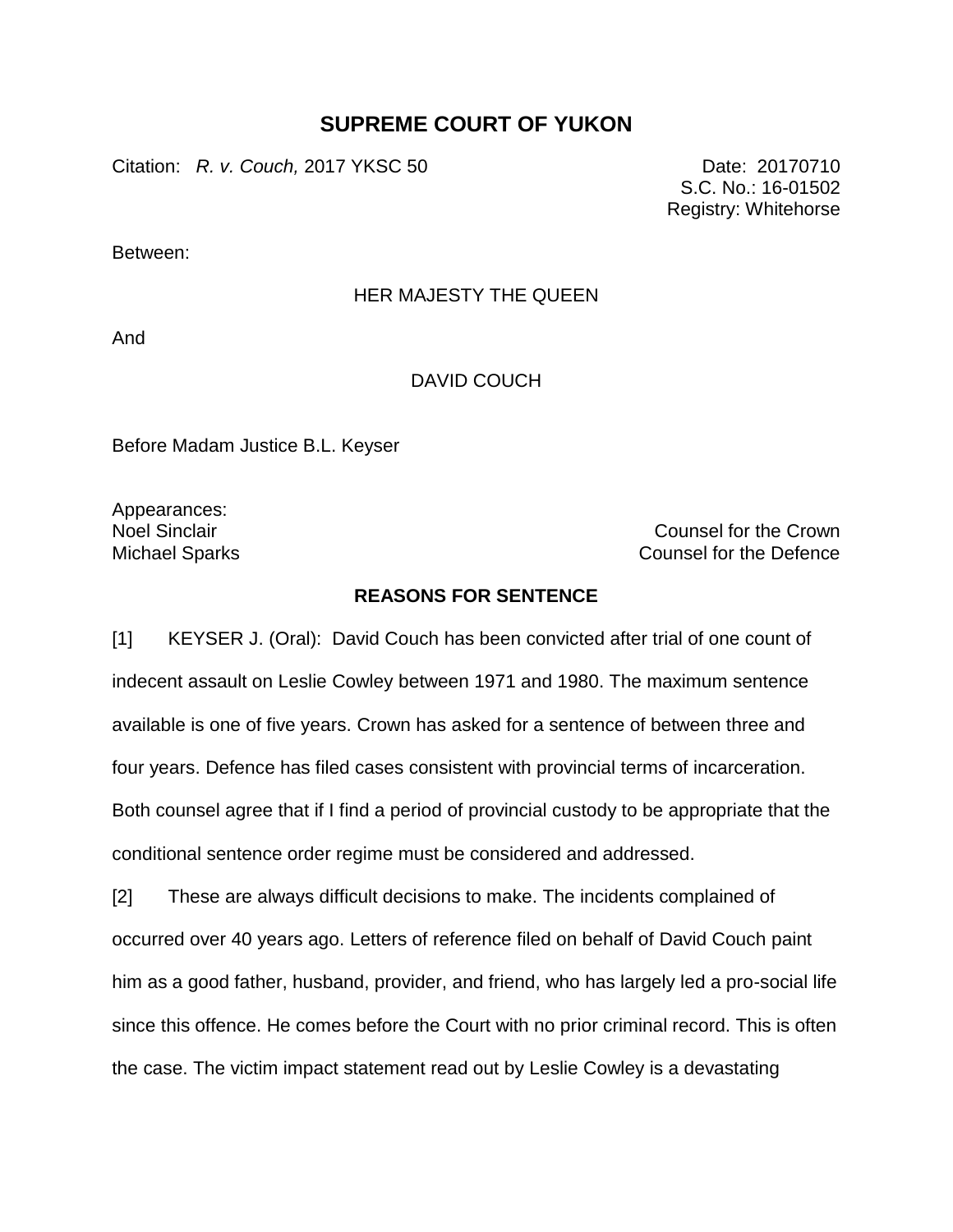# SUPREME COURT OF YUKON

Citation: *R. v. Couch,* 2017 YKSC 50

Date: 20170710
S.C. No.: 16-01502
Registry: Whitehorse

Between:

HER MAJESTY THE QUEEN

And

DAVID COUCH

Before Madam Justice B.L. Keyser

Appearances:

| | |
|---|---|
| Noel Sinclair | Counsel for the Crown |
| Michael Sparks | Counsel for the Defence |

## REASONS FOR SENTENCE

[1] KEYSER J. (Oral): David Couch has been convicted after trial of one count of indecent assault on Leslie Cowley between 1971 and 1980. The maximum sentence available is one of five years. Crown has asked for a sentence of between three and four years. Defence has filed cases consistent with provincial terms of incarceration. Both counsel agree that if I find a period of provincial custody to be appropriate that the conditional sentence order regime must be considered and addressed.

[2] These are always difficult decisions to make. The incidents complained of occurred over 40 years ago. Letters of reference filed on behalf of David Couch paint him as a good father, husband, provider, and friend, who has largely led a pro-social life since this offence. He comes before the Court with no prior criminal record. This is often the case. The victim impact statement read out by Leslie Cowley is a devastating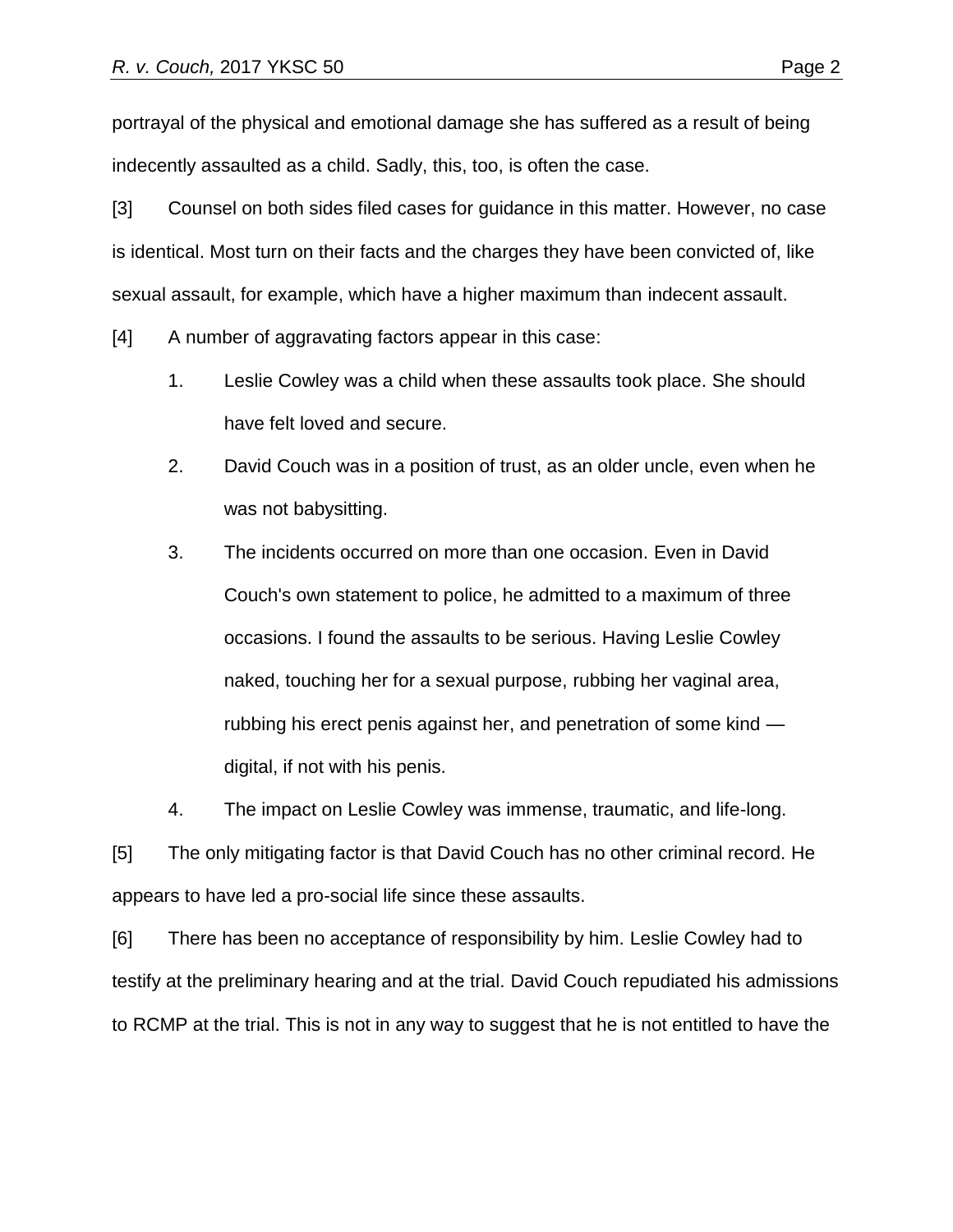portrayal of the physical and emotional damage she has suffered as a result of being indecently assaulted as a child. Sadly, this, too, is often the case.

[3] Counsel on both sides filed cases for guidance in this matter. However, no case is identical. Most turn on their facts and the charges they have been convicted of, like sexual assault, for example, which have a higher maximum than indecent assault.

[4] A number of aggravating factors appear in this case:

1. Leslie Cowley was a child when these assaults took place. She should have felt loved and secure.
2. David Couch was in a position of trust, as an older uncle, even when he was not babysitting.
3. The incidents occurred on more than one occasion. Even in David Couch's own statement to police, he admitted to a maximum of three occasions. I found the assaults to be serious. Having Leslie Cowley naked, touching her for a sexual purpose, rubbing her vaginal area, rubbing his erect penis against her, and penetration of some kind — digital, if not with his penis.
4. The impact on Leslie Cowley was immense, traumatic, and life-long.

[5] The only mitigating factor is that David Couch has no other criminal record. He appears to have led a pro-social life since these assaults.

[6] There has been no acceptance of responsibility by him. Leslie Cowley had to testify at the preliminary hearing and at the trial. David Couch repudiated his admissions to RCMP at the trial. This is not in any way to suggest that he is not entitled to have the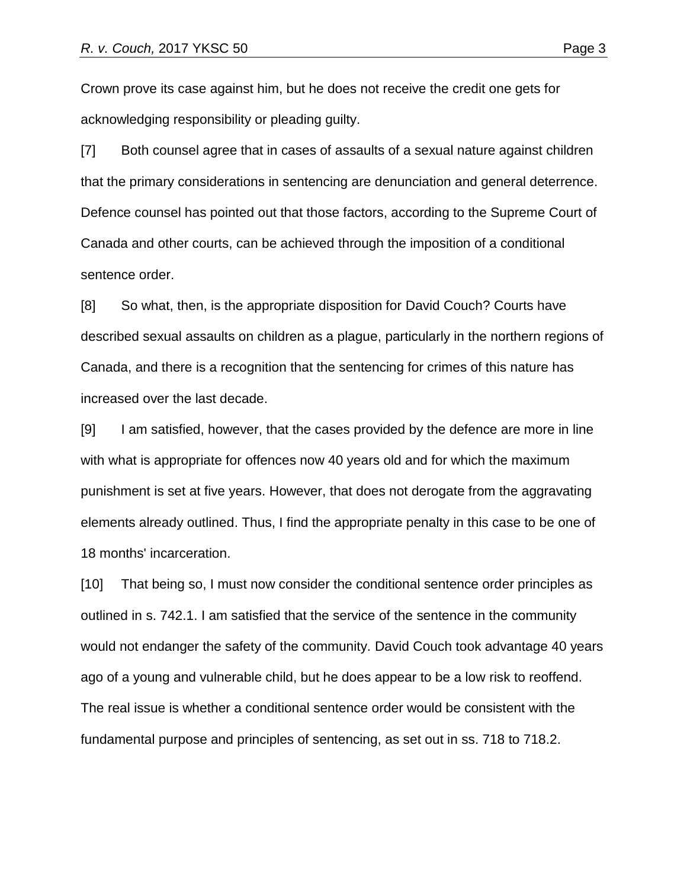Crown prove its case against him, but he does not receive the credit one gets for acknowledging responsibility or pleading guilty.

[7] Both counsel agree that in cases of assaults of a sexual nature against children that the primary considerations in sentencing are denunciation and general deterrence. Defence counsel has pointed out that those factors, according to the Supreme Court of Canada and other courts, can be achieved through the imposition of a conditional sentence order.

[8] So what, then, is the appropriate disposition for David Couch? Courts have described sexual assaults on children as a plague, particularly in the northern regions of Canada, and there is a recognition that the sentencing for crimes of this nature has increased over the last decade.

[9] I am satisfied, however, that the cases provided by the defence are more in line with what is appropriate for offences now 40 years old and for which the maximum punishment is set at five years. However, that does not derogate from the aggravating elements already outlined. Thus, I find the appropriate penalty in this case to be one of 18 months' incarceration.

[10] That being so, I must now consider the conditional sentence order principles as outlined in s. 742.1. I am satisfied that the service of the sentence in the community would not endanger the safety of the community. David Couch took advantage 40 years ago of a young and vulnerable child, but he does appear to be a low risk to reoffend. The real issue is whether a conditional sentence order would be consistent with the fundamental purpose and principles of sentencing, as set out in ss. 718 to 718.2.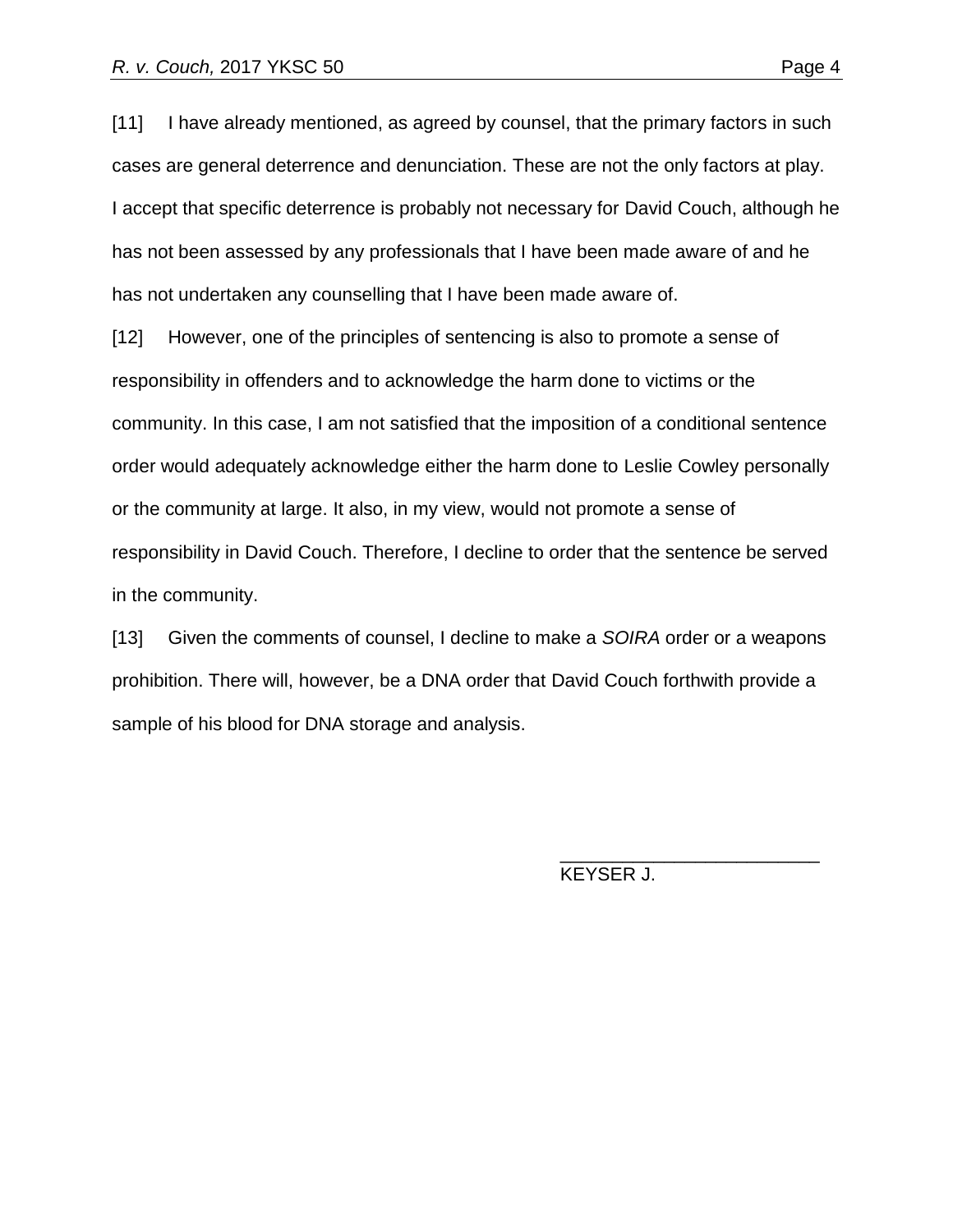[11] I have already mentioned, as agreed by counsel, that the primary factors in such cases are general deterrence and denunciation. These are not the only factors at play. I accept that specific deterrence is probably not necessary for David Couch, although he has not been assessed by any professionals that I have been made aware of and he has not undertaken any counselling that I have been made aware of.

[12] However, one of the principles of sentencing is also to promote a sense of responsibility in offenders and to acknowledge the harm done to victims or the community. In this case, I am not satisfied that the imposition of a conditional sentence order would adequately acknowledge either the harm done to Leslie Cowley personally or the community at large. It also, in my view, would not promote a sense of responsibility in David Couch. Therefore, I decline to order that the sentence be served in the community.

[13] Given the comments of counsel, I decline to make a *SOIRA* order or a weapons prohibition. There will, however, be a DNA order that David Couch forthwith provide a sample of his blood for DNA storage and analysis.

KEYSER J.